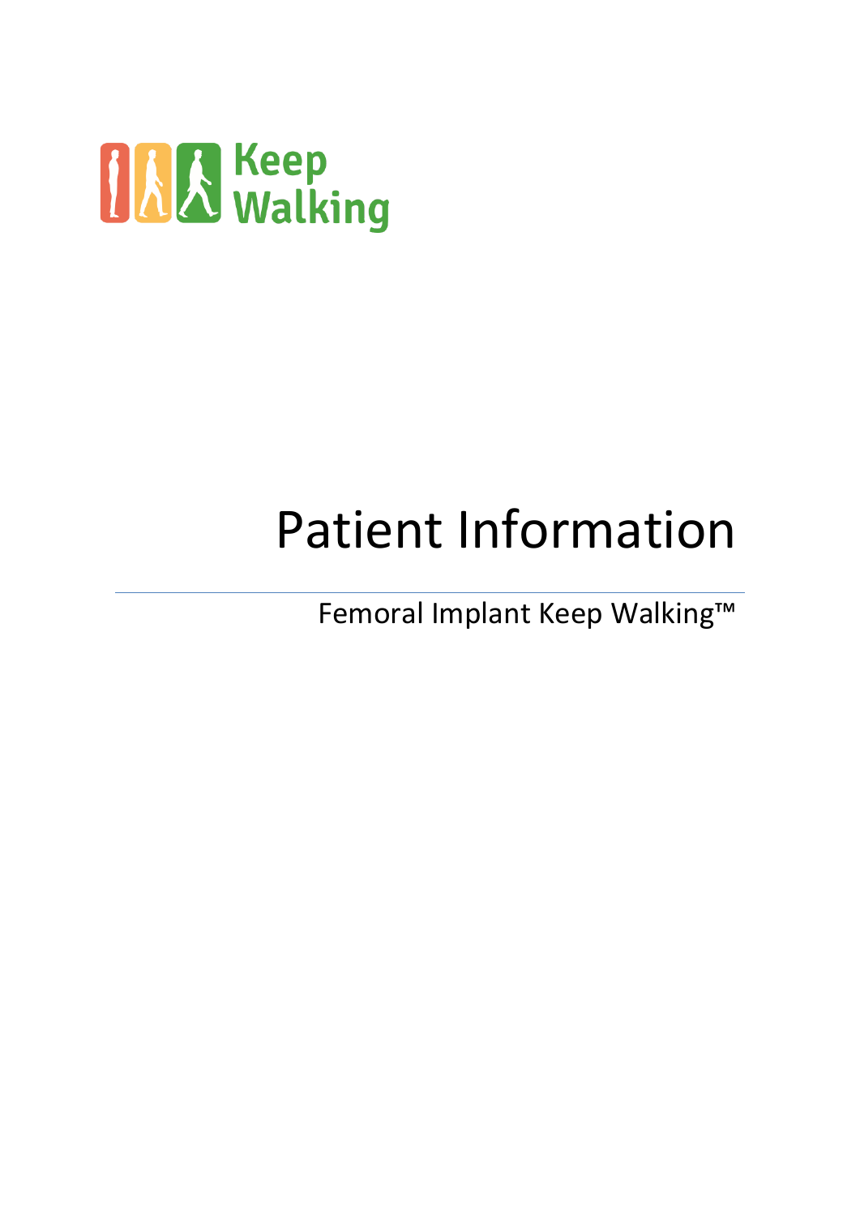Keep Walking

# Patient Information

Femoral Implant Keep Walking™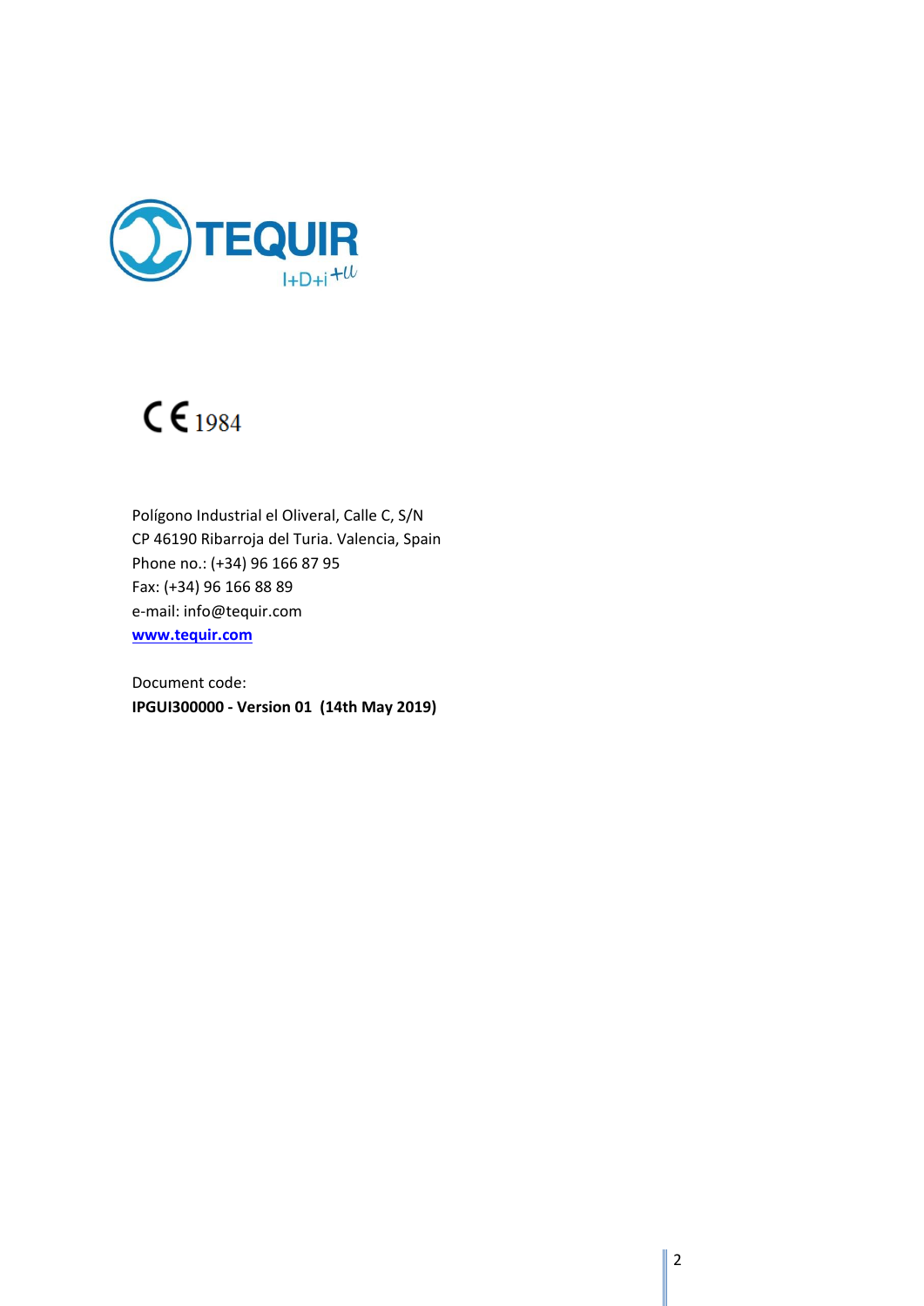TEQUIR

I+D+i +u

CE 1984

Polígono Industrial el Oliveral, Calle C, S/N
CP 46190 Ribarroja del Turia. Valencia, Spain
Phone no.: (+34) 96 166 87 95
Fax: (+34) 96 166 88 89
e-mail: info@tequir.com
**www.tequir.com**

Document code:
**IPGUI300000 - Version 01 (14th May 2019)**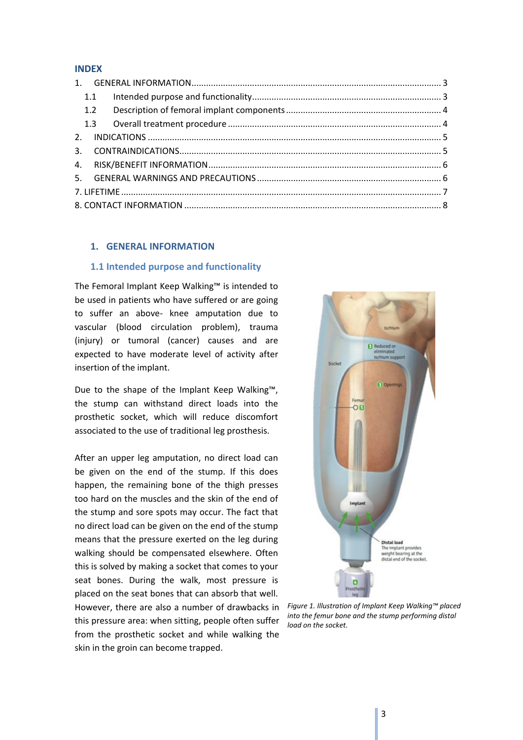## INDEX

1. GENERAL INFORMATION ........ 3
   1.1 Intended purpose and functionality ........ 3
   1.2 Description of femoral implant components ........ 4
   1.3 Overall treatment procedure ........ 4
2. INDICATIONS ........ 5
3. CONTRAINDICATIONS ........ 5
4. RISK/BENEFIT INFORMATION ........ 6
5. GENERAL WARNINGS AND PRECAUTIONS ........ 6

7. LIFETIME ........ 7

8. CONTACT INFORMATION ........ 8

# 1. GENERAL INFORMATION

## 1.1 Intended purpose and functionality

The Femoral Implant Keep Walking™ is intended to be used in patients who have suffered or are going to suffer an above- knee amputation due to vascular (blood circulation problem), trauma (injury) or tumoral (cancer) causes and are expected to have moderate level of activity after insertion of the implant.

Due to the shape of the Implant Keep Walking™, the stump can withstand direct loads into the prosthetic socket, which will reduce discomfort associated to the use of traditional leg prosthesis.

After an upper leg amputation, no direct load can be given on the end of the stump. If this does happen, the remaining bone of the thigh presses too hard on the muscles and the skin of the end of the stump and sore spots may occur. The fact that no direct load can be given on the end of the stump means that the pressure exerted on the leg during walking should be compensated elsewhere. Often this is solved by making a socket that comes to your seat bones. During the walk, most pressure is placed on the seat bones that can absorb that well. However, there are also a number of drawbacks in this pressure area: when sitting, people often suffer from the prosthetic socket and while walking the skin in the groin can become trapped.

*Figure 1. Illustration of Implant Keep Walking™ placed into the femur bone and the stump performing distal load on the socket.*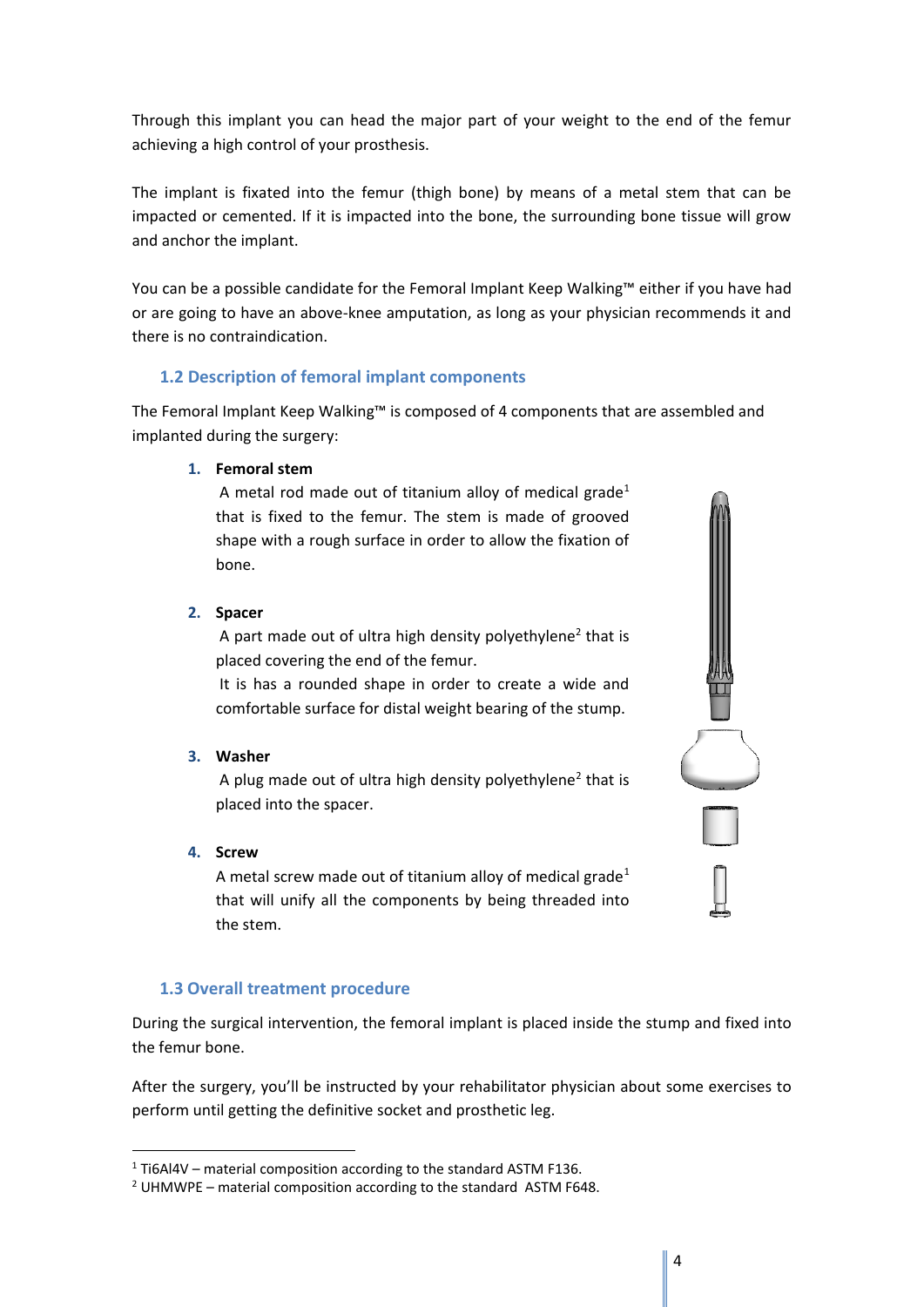Through this implant you can head the major part of your weight to the end of the femur achieving a high control of your prosthesis.

The implant is fixated into the femur (thigh bone) by means of a metal stem that can be impacted or cemented. If it is impacted into the bone, the surrounding bone tissue will grow and anchor the implant.

You can be a possible candidate for the Femoral Implant Keep Walking™ either if you have had or are going to have an above-knee amputation, as long as your physician recommends it and there is no contraindication.

## 1.2 Description of femoral implant components

The Femoral Implant Keep Walking™ is composed of 4 components that are assembled and implanted during the surgery:

1. **Femoral stem**
   A metal rod made out of titanium alloy of medical grade[1] that is fixed to the femur. The stem is made of grooved shape with a rough surface in order to allow the fixation of bone.

2. **Spacer**
   A part made out of ultra high density polyethylene[2] that is placed covering the end of the femur.
   It is has a rounded shape in order to create a wide and comfortable surface for distal weight bearing of the stump.

3. **Washer**
   A plug made out of ultra high density polyethylene[2] that is placed into the spacer.

4. **Screw**
   A metal screw made out of titanium alloy of medical grade[1] that will unify all the components by being threaded into the stem.

## 1.3 Overall treatment procedure

During the surgical intervention, the femoral implant is placed inside the stump and fixed into the femur bone.

After the surgery, you'll be instructed by your rehabilitator physician about some exercises to perform until getting the definitive socket and prosthetic leg.

---

[1] Ti6Al4V – material composition according to the standard ASTM F136.
[2] UHMWPE – material composition according to the standard ASTM F648.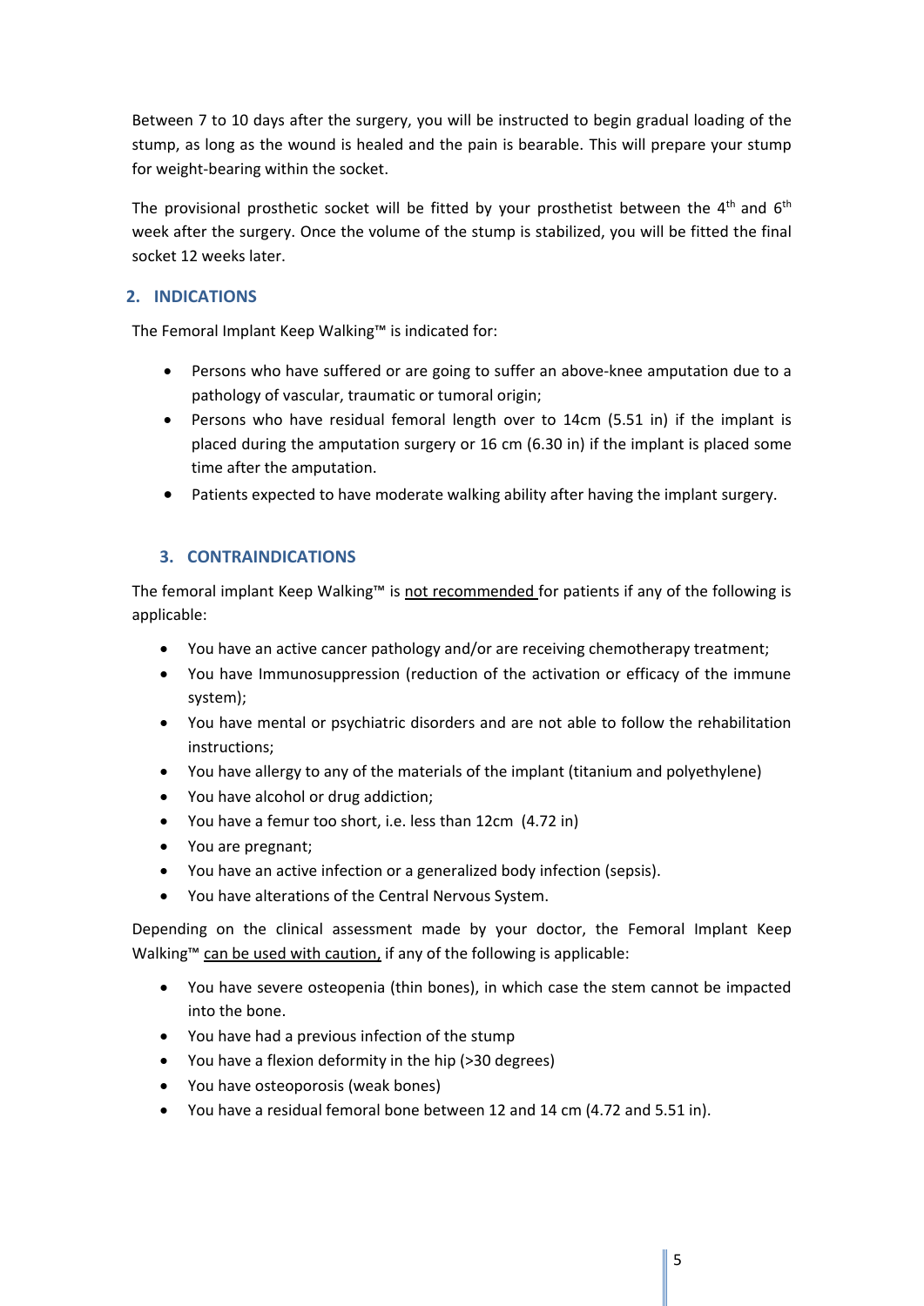Between 7 to 10 days after the surgery, you will be instructed to begin gradual loading of the stump, as long as the wound is healed and the pain is bearable. This will prepare your stump for weight-bearing within the socket.

The provisional prosthetic socket will be fitted by your prosthetist between the 4th and 6th week after the surgery. Once the volume of the stump is stabilized, you will be fitted the final socket 12 weeks later.

## 2. INDICATIONS

The Femoral Implant Keep Walking™ is indicated for:

- Persons who have suffered or are going to suffer an above-knee amputation due to a pathology of vascular, traumatic or tumoral origin;
- Persons who have residual femoral length over to 14cm (5.51 in) if the implant is placed during the amputation surgery or 16 cm (6.30 in) if the implant is placed some time after the amputation.
- Patients expected to have moderate walking ability after having the implant surgery.

## 3. CONTRAINDICATIONS

The femoral implant Keep Walking™ is <u>not recommended</u> for patients if any of the following is applicable:

- You have an active cancer pathology and/or are receiving chemotherapy treatment;
- You have Immunosuppression (reduction of the activation or efficacy of the immune system);
- You have mental or psychiatric disorders and are not able to follow the rehabilitation instructions;
- You have allergy to any of the materials of the implant (titanium and polyethylene)
- You have alcohol or drug addiction;
- You have a femur too short, i.e. less than 12cm (4.72 in)
- You are pregnant;
- You have an active infection or a generalized body infection (sepsis).
- You have alterations of the Central Nervous System.

Depending on the clinical assessment made by your doctor, the Femoral Implant Keep Walking™ <u>can be used with caution,</u> if any of the following is applicable:

- You have severe osteopenia (thin bones), in which case the stem cannot be impacted into the bone.
- You have had a previous infection of the stump
- You have a flexion deformity in the hip (>30 degrees)
- You have osteoporosis (weak bones)
- You have a residual femoral bone between 12 and 14 cm (4.72 and 5.51 in).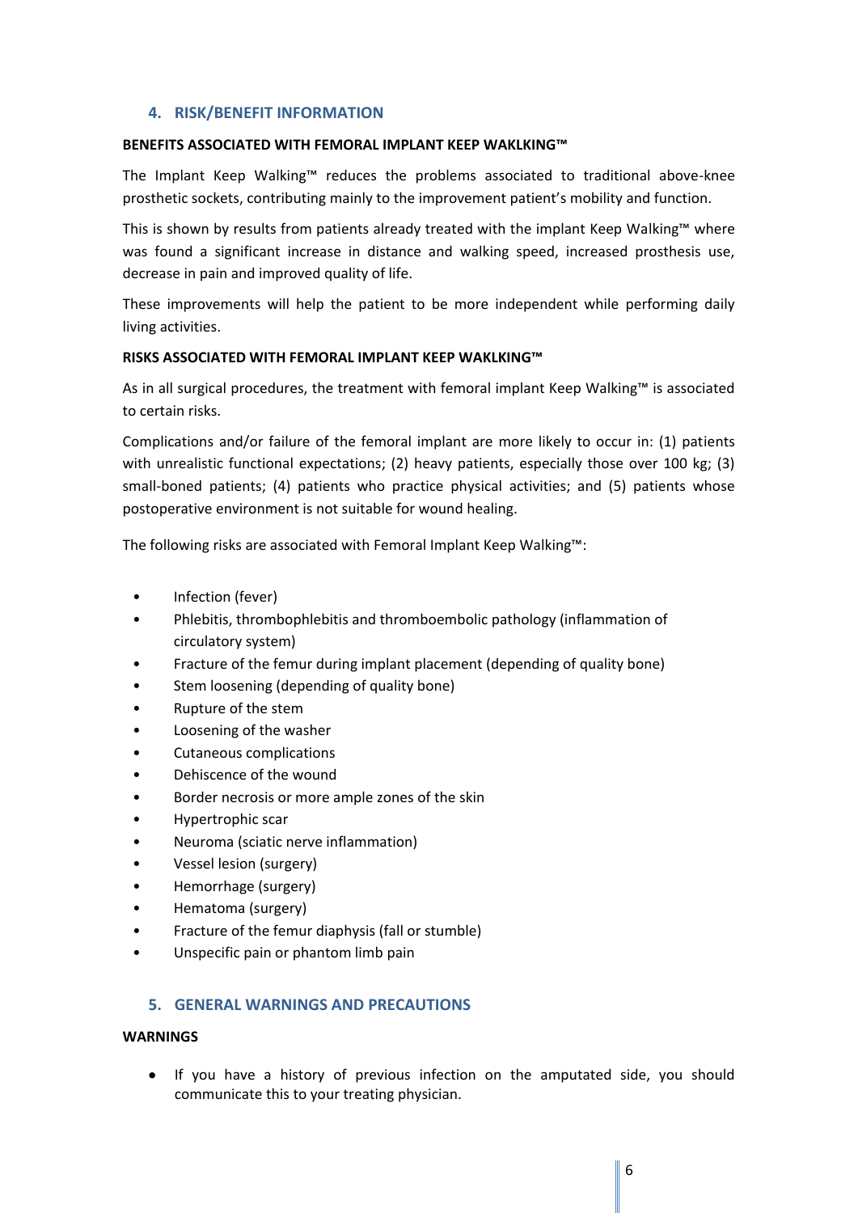## 4. RISK/BENEFIT INFORMATION

**BENEFITS ASSOCIATED WITH FEMORAL IMPLANT KEEP WAKLKING™**

The Implant Keep Walking™ reduces the problems associated to traditional above-knee prosthetic sockets, contributing mainly to the improvement patient's mobility and function.

This is shown by results from patients already treated with the implant Keep Walking™ where was found a significant increase in distance and walking speed, increased prosthesis use, decrease in pain and improved quality of life.

These improvements will help the patient to be more independent while performing daily living activities.

**RISKS ASSOCIATED WITH FEMORAL IMPLANT KEEP WAKLKING™**

As in all surgical procedures, the treatment with femoral implant Keep Walking™ is associated to certain risks.

Complications and/or failure of the femoral implant are more likely to occur in: (1) patients with unrealistic functional expectations; (2) heavy patients, especially those over 100 kg; (3) small-boned patients; (4) patients who practice physical activities; and (5) patients whose postoperative environment is not suitable for wound healing.

The following risks are associated with Femoral Implant Keep Walking™:

- Infection (fever)
- Phlebitis, thrombophlebitis and thromboembolic pathology (inflammation of circulatory system)
- Fracture of the femur during implant placement (depending of quality bone)
- Stem loosening (depending of quality bone)
- Rupture of the stem
- Loosening of the washer
- Cutaneous complications
- Dehiscence of the wound
- Border necrosis or more ample zones of the skin
- Hypertrophic scar
- Neuroma (sciatic nerve inflammation)
- Vessel lesion (surgery)
- Hemorrhage (surgery)
- Hematoma (surgery)
- Fracture of the femur diaphysis (fall or stumble)
- Unspecific pain or phantom limb pain

## 5. GENERAL WARNINGS AND PRECAUTIONS

**WARNINGS**

- If you have a history of previous infection on the amputated side, you should communicate this to your treating physician.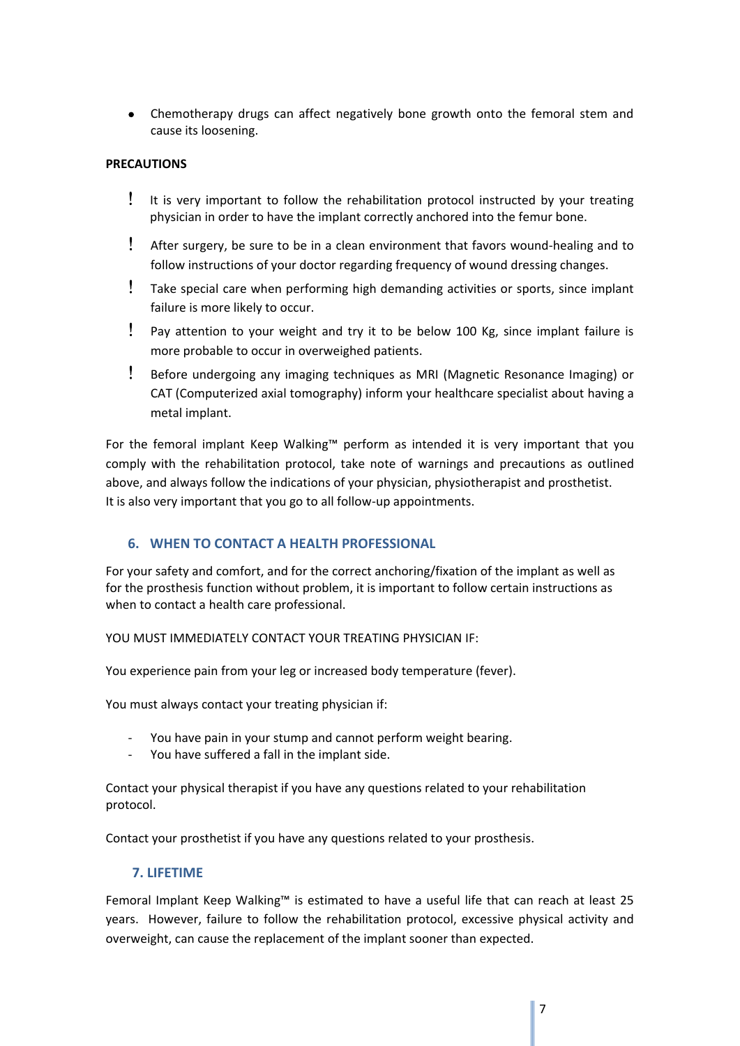- Chemotherapy drugs can affect negatively bone growth onto the femoral stem and cause its loosening.

**PRECAUTIONS**

- ! It is very important to follow the rehabilitation protocol instructed by your treating physician in order to have the implant correctly anchored into the femur bone.
- ! After surgery, be sure to be in a clean environment that favors wound-healing and to follow instructions of your doctor regarding frequency of wound dressing changes.
- ! Take special care when performing high demanding activities or sports, since implant failure is more likely to occur.
- ! Pay attention to your weight and try it to be below 100 Kg, since implant failure is more probable to occur in overweighed patients.
- ! Before undergoing any imaging techniques as MRI (Magnetic Resonance Imaging) or CAT (Computerized axial tomography) inform your healthcare specialist about having a metal implant.

For the femoral implant Keep Walking™ perform as intended it is very important that you comply with the rehabilitation protocol, take note of warnings and precautions as outlined above, and always follow the indications of your physician, physiotherapist and prosthetist.
It is also very important that you go to all follow-up appointments.

## 6. WHEN TO CONTACT A HEALTH PROFESSIONAL

For your safety and comfort, and for the correct anchoring/fixation of the implant as well as for the prosthesis function without problem, it is important to follow certain instructions as when to contact a health care professional.

YOU MUST IMMEDIATELY CONTACT YOUR TREATING PHYSICIAN IF:

You experience pain from your leg or increased body temperature (fever).

You must always contact your treating physician if:

- You have pain in your stump and cannot perform weight bearing.
- You have suffered a fall in the implant side.

Contact your physical therapist if you have any questions related to your rehabilitation protocol.

Contact your prosthetist if you have any questions related to your prosthesis.

## 7. LIFETIME

Femoral Implant Keep Walking™ is estimated to have a useful life that can reach at least 25 years. However, failure to follow the rehabilitation protocol, excessive physical activity and overweight, can cause the replacement of the implant sooner than expected.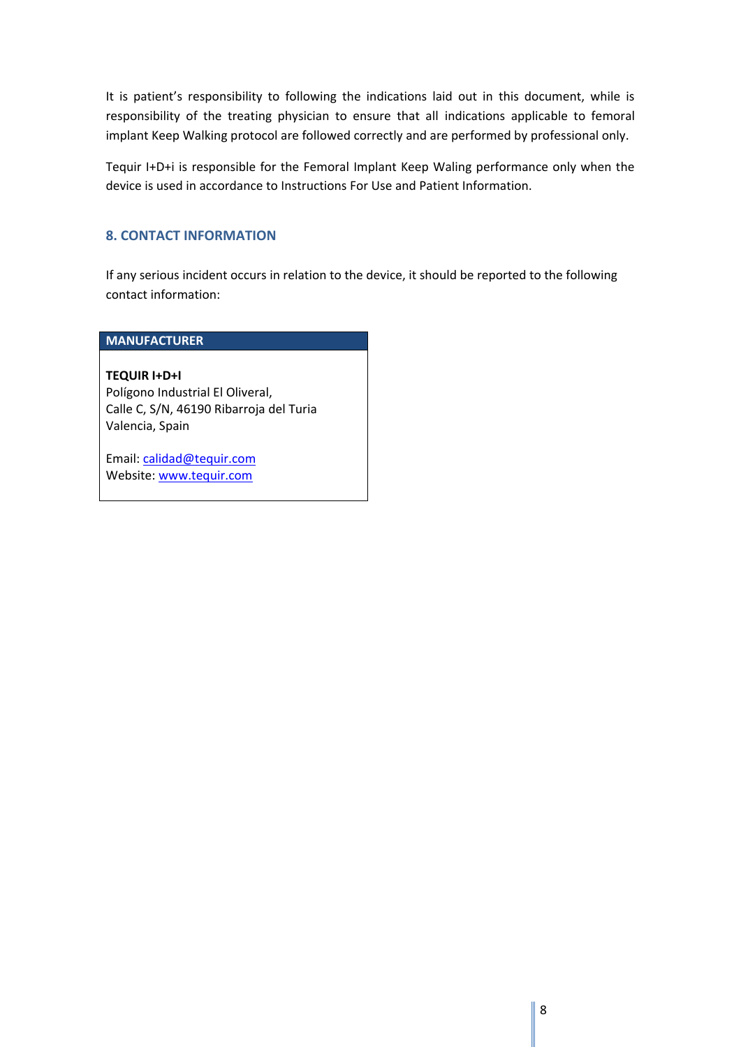It is patient's responsibility to following the indications laid out in this document, while is responsibility of the treating physician to ensure that all indications applicable to femoral implant Keep Walking protocol are followed correctly and are performed by professional only.

Tequir I+D+i is responsible for the Femoral Implant Keep Waling performance only when the device is used in accordance to Instructions For Use and Patient Information.

## 8. CONTACT INFORMATION

If any serious incident occurs in relation to the device, it should be reported to the following contact information:

| MANUFACTURER |
| --- |
| **TEQUIR I+D+I**<br>Polígono Industrial El Oliveral,<br>Calle C, S/N, 46190 Ribarroja del Turia<br>Valencia, Spain<br><br>Email: calidad@tequir.com<br>Website: www.tequir.com |